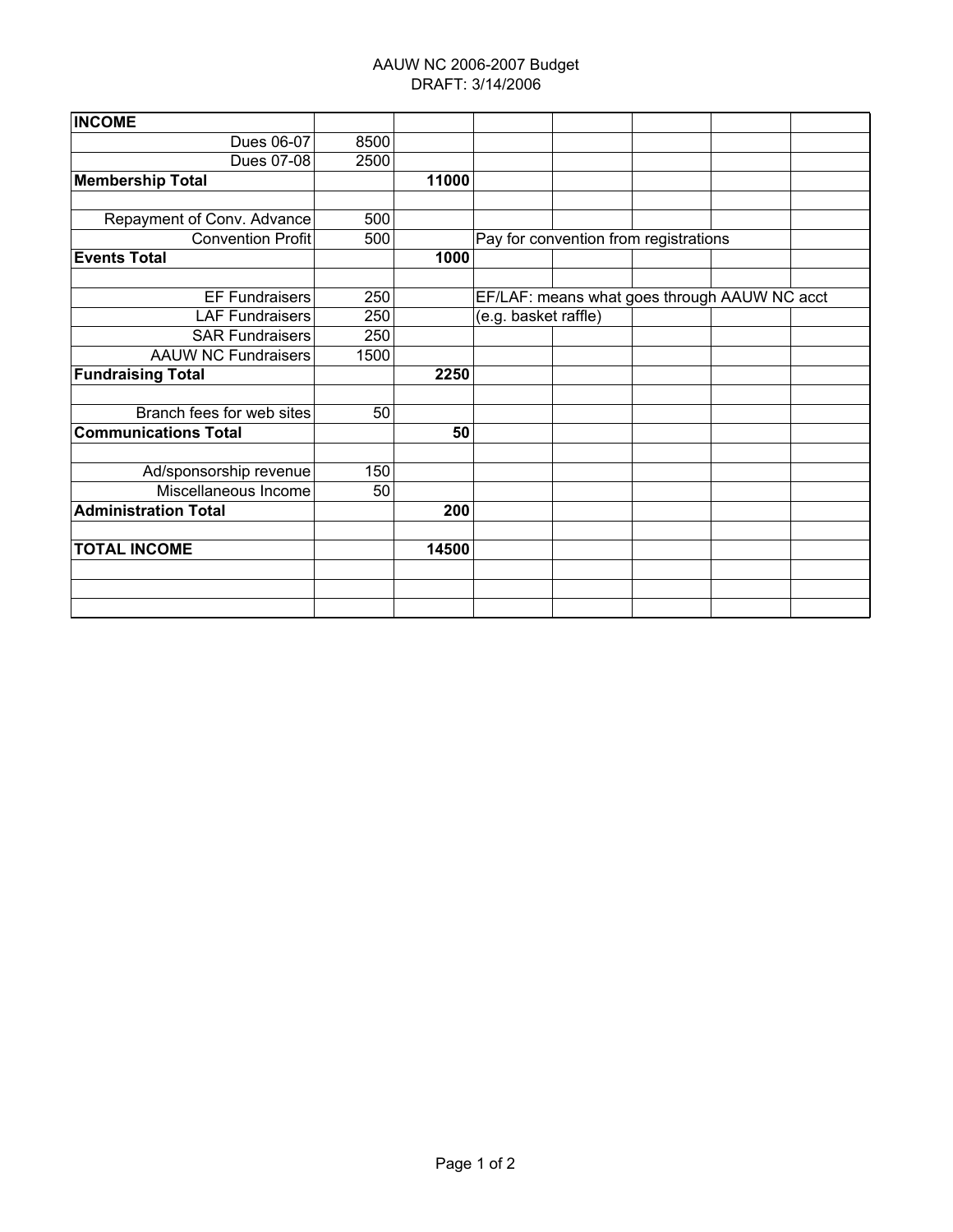AAUW NC 2006-2007 Budget
DRAFT: 3/14/2006

| **INCOME** | | | | | | | |
|---|---|---|---|---|---|---|---|
| Dues 06-07 | 8500 | | | | | | |
| Dues 07-08 | 2500 | | | | | | |
| **Membership Total** | | **11000** | | | | | |
| | | | | | | | |
| Repayment of Conv. Advance | 500 | | | | | | |
| Convention Profit | 500 | | Pay for convention from registrations | | | | |
| **Events Total** | | **1000** | | | | | |
| | | | | | | | |
| EF Fundraisers | 250 | | EF/LAF: means what goes through AAUW NC acct | | | | |
| LAF Fundraisers | 250 | | (e.g. basket raffle) | | | | |
| SAR Fundraisers | 250 | | | | | | |
| AAUW NC Fundraisers | 1500 | | | | | | |
| **Fundraising Total** | | **2250** | | | | | |
| | | | | | | | |
| Branch fees for web sites | 50 | | | | | | |
| **Communications Total** | | **50** | | | | | |
| | | | | | | | |
| Ad/sponsorship revenue | 150 | | | | | | |
| Miscellaneous Income | 50 | | | | | | |
| **Administration Total** | | **200** | | | | | |
| | | | | | | | |
| **TOTAL INCOME** | | **14500** | | | | | |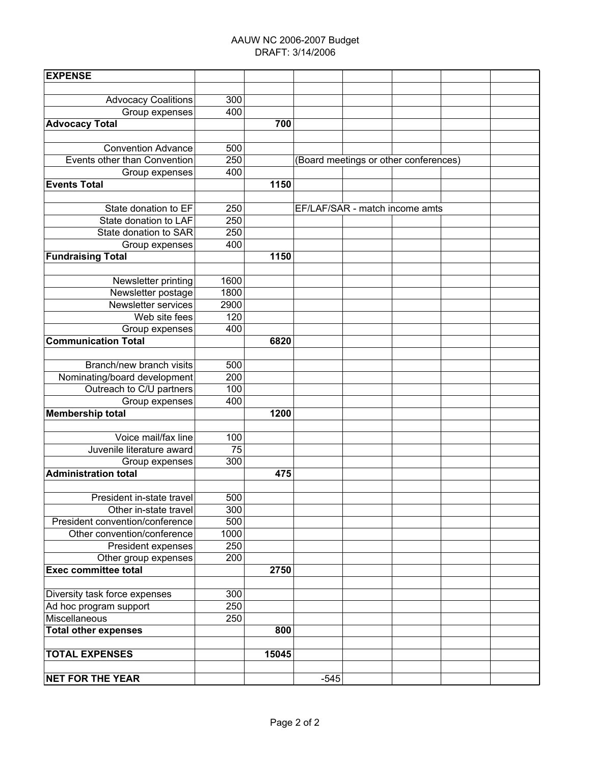# AAUW NC 2006-2007 Budget
DRAFT: 3/14/2006

| | | | |
|---|---|---|---|
| **EXPENSE** | | | |
| | | | |
| Advocacy Coalitions | 300 | | |
| Group expenses | 400 | | |
| **Advocacy Total** | | **700** | |
| | | | |
| Convention Advance | 500 | | |
| Events other than Convention | 250 | | (Board meetings or other conferences) |
| Group expenses | 400 | | |
| **Events Total** | | **1150** | |
| | | | |
| State donation to EF | 250 | | EF/LAF/SAR - match income amts |
| State donation to LAF | 250 | | |
| State donation to SAR | 250 | | |
| Group expenses | 400 | | |
| **Fundraising Total** | | **1150** | |
| | | | |
| Newsletter printing | 1600 | | |
| Newsletter postage | 1800 | | |
| Newsletter services | 2900 | | |
| Web site fees | 120 | | |
| Group expenses | 400 | | |
| **Communication Total** | | **6820** | |
| | | | |
| Branch/new branch visits | 500 | | |
| Nominating/board development | 200 | | |
| Outreach to C/U partners | 100 | | |
| Group expenses | 400 | | |
| **Membership total** | | **1200** | |
| | | | |
| Voice mail/fax line | 100 | | |
| Juvenile literature award | 75 | | |
| Group expenses | 300 | | |
| **Administration total** | | **475** | |
| | | | |
| President in-state travel | 500 | | |
| Other in-state travel | 300 | | |
| President convention/conference | 500 | | |
| Other convention/conference | 1000 | | |
| President expenses | 250 | | |
| Other group expenses | 200 | | |
| **Exec committee total** | | **2750** | |
| | | | |
| Diversity task force expenses | 300 | | |
| Ad hoc program support | 250 | | |
| Miscellaneous | 250 | | |
| **Total other expenses** | | **800** | |
| | | | |
| **TOTAL EXPENSES** | | **15045** | |
| | | | |
| **NET FOR THE YEAR** | | | -545 |